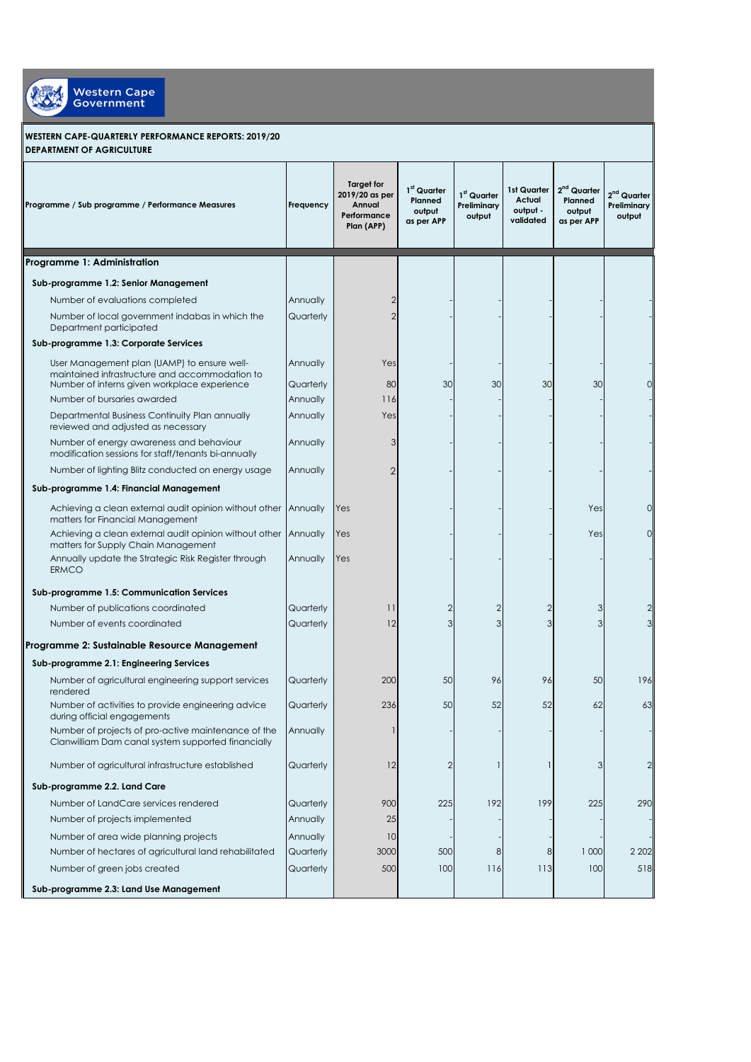**Western Cape Government**

**WESTERN CAPE-QUARTERLY PERFORMANCE REPORTS: 2019/20**
**DEPARTMENT OF AGRICULTURE**

| Programme / Sub programme / Performance Measures | Frequency | Target for 2019/20 as per Annual Performance Plan (APP) | 1st Quarter Planned output as per APP | 1st Quarter Preliminary output | 1st Quarter Actual output - validated | 2nd Quarter Planned output as per APP | 2nd Quarter Preliminary output |
|---|---|---|---|---|---|---|---|
| **Programme 1: Administration** | | | | | | | |
| **Sub-programme 1.2: Senior Management** | | | | | | | |
| Number of evaluations completed | Annually | 2 | - | - | - | - | - |
| Number of local government indabas in which the Department participated | Quarterly | 2 | - | - | - | - | - |
| **Sub-programme 1.3: Corporate Services** | | | | | | | |
| User Management plan (UAMP) to ensure well-maintained infrastructure and accommodation to | Annually | Yes | - | - | - | - | - |
| Number of interns given workplace experience | Quarterly | 80 | 30 | 30 | 30 | 30 | 0 |
| Number of bursaries awarded | Annually | 116 | - | - | - | - | - |
| Departmental Business Continuity Plan annually reviewed and adjusted as necessary | Annually | Yes | - | - | - | - | - |
| Number of energy awareness and behaviour modification sessions for staff/tenants bi-annually | Annually | 3 | - | - | - | - | - |
| Number of lighting Blitz conducted on energy usage | Annually | 2 | - | - | - | - | - |
| **Sub-programme 1.4: Financial Management** | | | | | | | |
| Achieving a clean external audit opinion without other matters for Financial Management | Annually | Yes | - | - | - | Yes | 0 |
| Achieving a clean external audit opinion without other matters for Supply Chain Management | Annually | Yes | - | - | - | Yes | 0 |
| Annually update the Strategic Risk Register through ERMCO | Annually | Yes | - | - | - | - | - |
| **Sub-programme 1.5: Communication Services** | | | | | | | |
| Number of publications coordinated | Quarterly | 11 | 2 | 2 | 2 | 3 | 2 |
| Number of events coordinated | Quarterly | 12 | 3 | 3 | 3 | 3 | 3 |
| **Programme 2: Sustainable Resource Management** | | | | | | | |
| **Sub-programme 2.1: Engineering Services** | | | | | | | |
| Number of agricultural engineering support services rendered | Quarterly | 200 | 50 | 96 | 96 | 50 | 196 |
| Number of activities to provide engineering advice during official engagements | Quarterly | 236 | 50 | 52 | 52 | 62 | 63 |
| Number of projects of pro-active maintenance of the Clanwilliam Dam canal system supported financially | Annually | 1 | - | - | - | - | - |
| Number of agricultural infrastructure established | Quarterly | 12 | 2 | 1 | 1 | 3 | 2 |
| **Sub-programme 2.2. Land Care** | | | | | | | |
| Number of LandCare services rendered | Quarterly | 900 | 225 | 192 | 199 | 225 | 290 |
| Number of projects implemented | Annually | 25 | - | - | - | - | - |
| Number of area wide planning projects | Annually | 10 | - | - | - | - | - |
| Number of hectares of agricultural land rehabilitated | Quarterly | 3000 | 500 | 8 | 8 | 1 000 | 2 202 |
| Number of green jobs created | Quarterly | 500 | 100 | 116 | 113 | 100 | 518 |
| **Sub-programme 2.3: Land Use Management** | | | | | | | |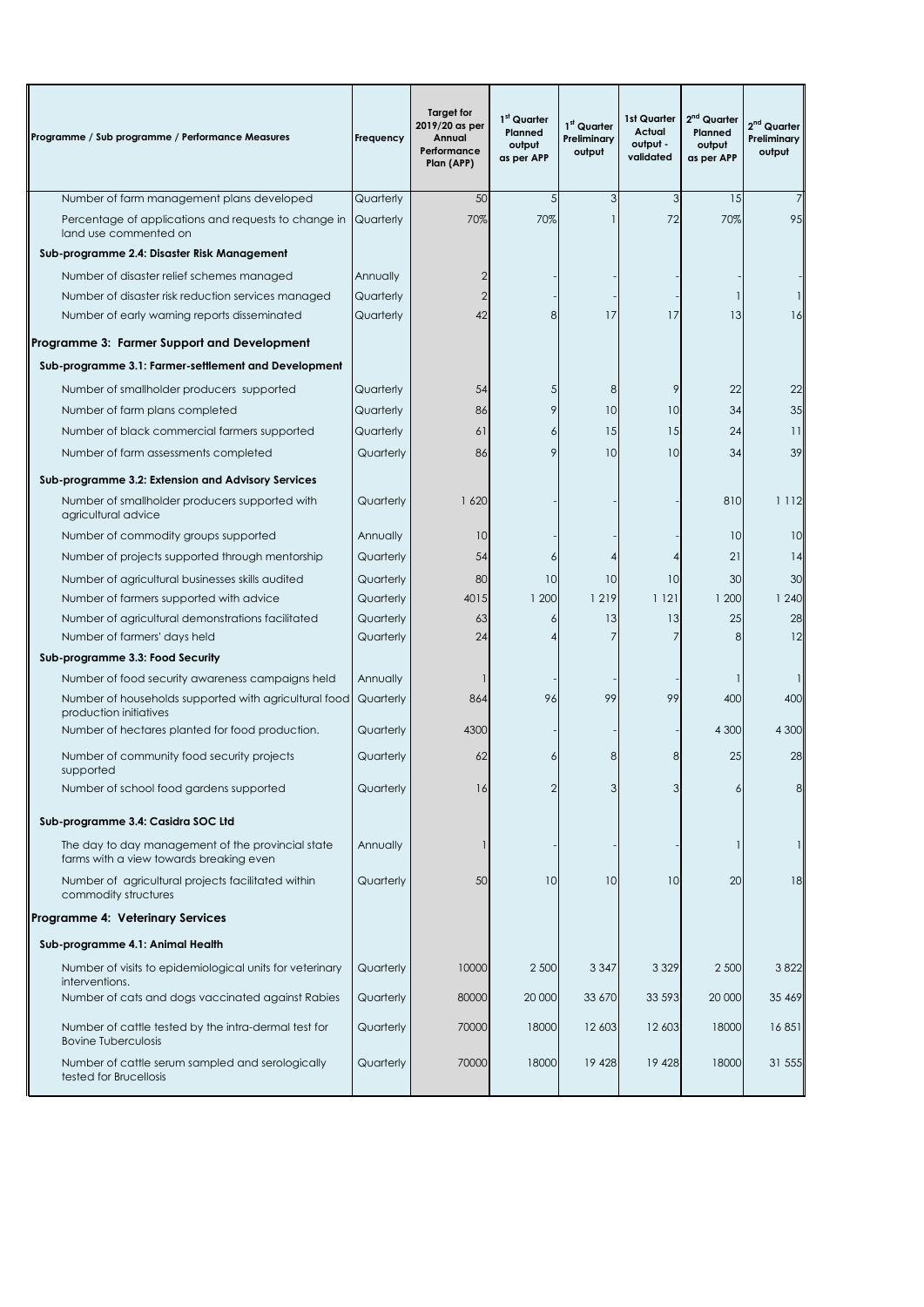| Programme / Sub programme / Performance Measures | Frequency | Target for 2019/20 as per Annual Performance Plan (APP) | 1st Quarter Planned output as per APP | 1st Quarter Preliminary output | 1st Quarter Actual output - validated | 2nd Quarter Planned output as per APP | 2nd Quarter Preliminary output |
|---|---|---|---|---|---|---|---|
| Number of farm management plans developed | Quarterly | 50 | 5 | 3 | 3 | 15 | 7 |
| Percentage of applications and requests to change in land use commented on | Quarterly | 70% | 70% | 1 | 72 | 70% | 95 |
| **Sub-programme 2.4: Disaster Risk Management** | | | | | | | |
| Number of disaster relief schemes managed | Annually | 2 | - | - | - | - | - |
| Number of disaster risk reduction services managed | Quarterly | 2 | - | - | - | 1 | 1 |
| Number of early warning reports disseminated | Quarterly | 42 | 8 | 17 | 17 | 13 | 16 |
| **Programme 3: Farmer Support and Development** | | | | | | | |
| **Sub-programme 3.1: Farmer-settlement and Development** | | | | | | | |
| Number of smallholder producers supported | Quarterly | 54 | 5 | 8 | 9 | 22 | 22 |
| Number of farm plans completed | Quarterly | 86 | 9 | 10 | 10 | 34 | 35 |
| Number of black commercial farmers supported | Quarterly | 61 | 6 | 15 | 15 | 24 | 11 |
| Number of farm assessments completed | Quarterly | 86 | 9 | 10 | 10 | 34 | 39 |
| **Sub-programme 3.2: Extension and Advisory Services** | | | | | | | |
| Number of smallholder producers supported with agricultural advice | Quarterly | 1 620 | - | - | - | 810 | 1 112 |
| Number of commodity groups supported | Annually | 10 | - | - | - | 10 | 10 |
| Number of projects supported through mentorship | Quarterly | 54 | 6 | 4 | 4 | 21 | 14 |
| Number of agricultural businesses skills audited | Quarterly | 80 | 10 | 10 | 10 | 30 | 30 |
| Number of farmers supported with advice | Quarterly | 4015 | 1 200 | 1 219 | 1 121 | 1 200 | 1 240 |
| Number of agricultural demonstrations facilitated | Quarterly | 63 | 6 | 13 | 13 | 25 | 28 |
| Number of farmers' days held | Quarterly | 24 | 4 | 7 | 7 | 8 | 12 |
| **Sub-programme 3.3: Food Security** | | | | | | | |
| Number of food security awareness campaigns held | Annually | 1 | - | - | - | 1 | 1 |
| Number of households supported with agricultural food production initiatives | Quarterly | 864 | 96 | 99 | 99 | 400 | 400 |
| Number of hectares planted for food production. | Quarterly | 4300 | - | - | - | 4 300 | 4 300 |
| Number of community food security projects supported | Quarterly | 62 | 6 | 8 | 8 | 25 | 28 |
| Number of school food gardens supported | Quarterly | 16 | 2 | 3 | 3 | 6 | 8 |
| **Sub-programme 3.4: Casidra SOC Ltd** | | | | | | | |
| The day to day management of the provincial state farms with a view towards breaking even | Annually | 1 | - | - | - | 1 | 1 |
| Number of agricultural projects facilitated within commodity structures | Quarterly | 50 | 10 | 10 | 10 | 20 | 18 |
| **Programme 4: Veterinary Services** | | | | | | | |
| **Sub-programme 4.1: Animal Health** | | | | | | | |
| Number of visits to epidemiological units for veterinary interventions. | Quarterly | 10000 | 2 500 | 3 347 | 3 329 | 2 500 | 3 822 |
| Number of cats and dogs vaccinated against Rabies | Quarterly | 80000 | 20 000 | 33 670 | 33 593 | 20 000 | 35 469 |
| Number of cattle tested by the intra-dermal test for Bovine Tuberculosis | Quarterly | 70000 | 18000 | 12 603 | 12 603 | 18000 | 16 851 |
| Number of cattle serum sampled and serologically tested for Brucellosis | Quarterly | 70000 | 18000 | 19 428 | 19 428 | 18000 | 31 555 |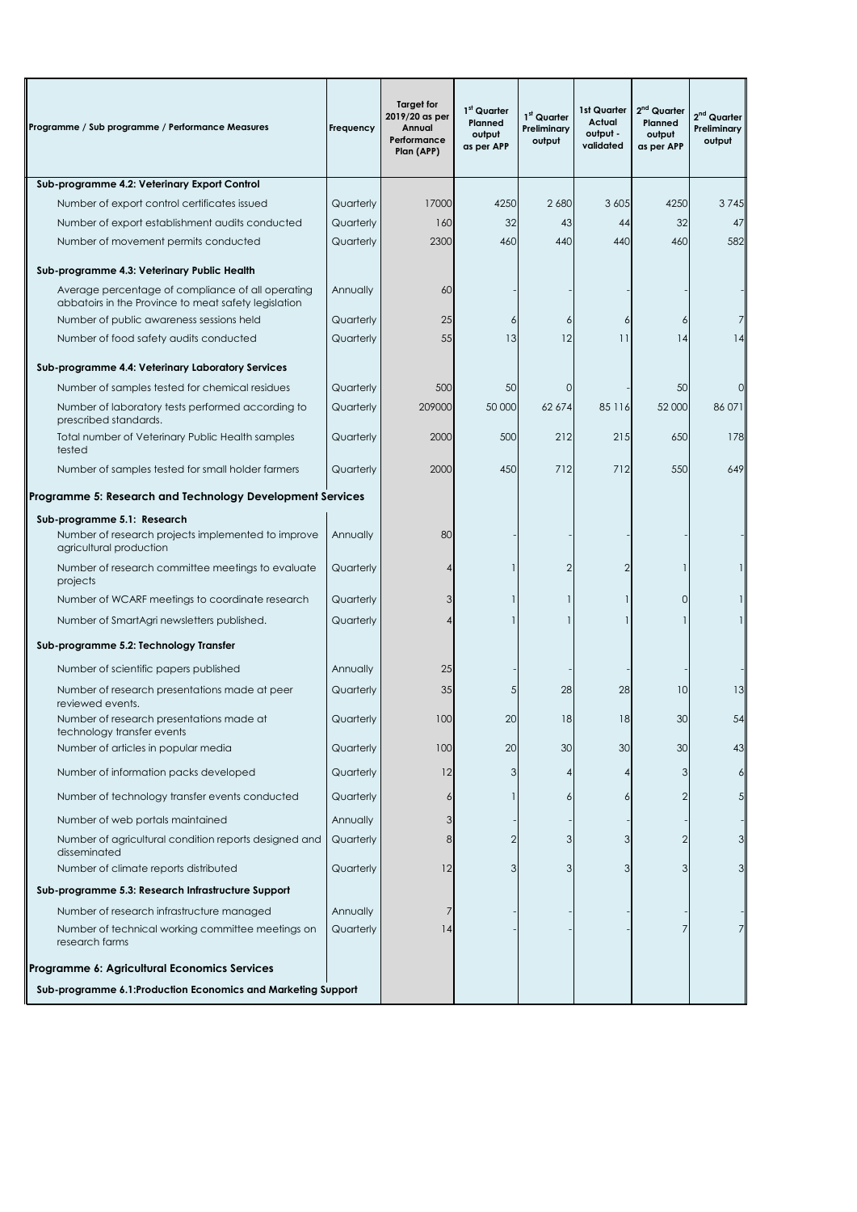| Programme / Sub programme / Performance Measures | Frequency | Target for 2019/20 as per Annual Performance Plan (APP) | 1st Quarter Planned output as per APP | 1st Quarter Preliminary output | 1st Quarter Actual output - validated | 2nd Quarter Planned output as per APP | 2nd Quarter Preliminary output |
|---|---|---|---|---|---|---|---|
| **Sub-programme 4.2: Veterinary Export Control** | | | | | | | |
| Number of export control certificates issued | Quarterly | 17000 | 4250 | 2 680 | 3 605 | 4250 | 3 745 |
| Number of export establishment audits conducted | Quarterly | 160 | 32 | 43 | 44 | 32 | 47 |
| Number of movement permits conducted | Quarterly | 2300 | 460 | 440 | 440 | 460 | 582 |
| **Sub-programme 4.3: Veterinary Public Health** | | | | | | | |
| Average percentage of compliance of all operating abbatoirs in the Province to meat safety legislation | Annually | 60 | - | - | - | - | - |
| Number of public awareness sessions held | Quarterly | 25 | 6 | 6 | 6 | 6 | 7 |
| Number of food safety audits conducted | Quarterly | 55 | 13 | 12 | 11 | 14 | 14 |
| **Sub-programme 4.4: Veterinary Laboratory Services** | | | | | | | |
| Number of samples tested for chemical residues | Quarterly | 500 | 50 | 0 | - | 50 | 0 |
| Number of laboratory tests performed according to prescribed standards. | Quarterly | 209000 | 50 000 | 62 674 | 85 116 | 52 000 | 86 071 |
| Total number of Veterinary Public Health samples tested | Quarterly | 2000 | 500 | 212 | 215 | 650 | 178 |
| Number of samples tested for small holder farmers | Quarterly | 2000 | 450 | 712 | 712 | 550 | 649 |
| **Programme 5: Research and Technology Development Services** | | | | | | | |
| **Sub-programme 5.1: Research** | | | | | | | |
| Number of research projects implemented to improve agricultural production | Annually | 80 | - | - | - | - | - |
| Number of research committee meetings to evaluate projects | Quarterly | 4 | 1 | 2 | 2 | 1 | 1 |
| Number of WCARF meetings to coordinate research | Quarterly | 3 | 1 | 1 | 1 | 0 | 1 |
| Number of SmartAgri newsletters published. | Quarterly | 4 | 1 | 1 | 1 | 1 | 1 |
| **Sub-programme 5.2: Technology Transfer** | | | | | | | |
| Number of scientific papers published | Annually | 25 | - | - | - | - | - |
| Number of research presentations made at peer reviewed events. | Quarterly | 35 | 5 | 28 | 28 | 10 | 13 |
| Number of research presentations made at technology transfer events | Quarterly | 100 | 20 | 18 | 18 | 30 | 54 |
| Number of articles in popular media | Quarterly | 100 | 20 | 30 | 30 | 30 | 43 |
| Number of information packs developed | Quarterly | 12 | 3 | 4 | 4 | 3 | 6 |
| Number of technology transfer events conducted | Quarterly | 6 | 1 | 6 | 6 | 2 | 5 |
| Number of web portals maintained | Annually | 3 | - | - | - | - | - |
| Number of agricultural condition reports designed and disseminated | Quarterly | 8 | 2 | 3 | 3 | 2 | 3 |
| Number of climate reports distributed | Quarterly | 12 | 3 | 3 | 3 | 3 | 3 |
| **Sub-programme 5.3: Research Infrastructure Support** | | | | | | | |
| Number of research infrastructure managed | Annually | 7 | - | - | - | - | - |
| Number of technical working committee meetings on research farms | Quarterly | 14 | - | - | - | 7 | 7 |
| **Programme 6: Agricultural Economics Services** | | | | | | | |
| **Sub-programme 6.1:Production Economics and Marketing Support** | | | | | | | |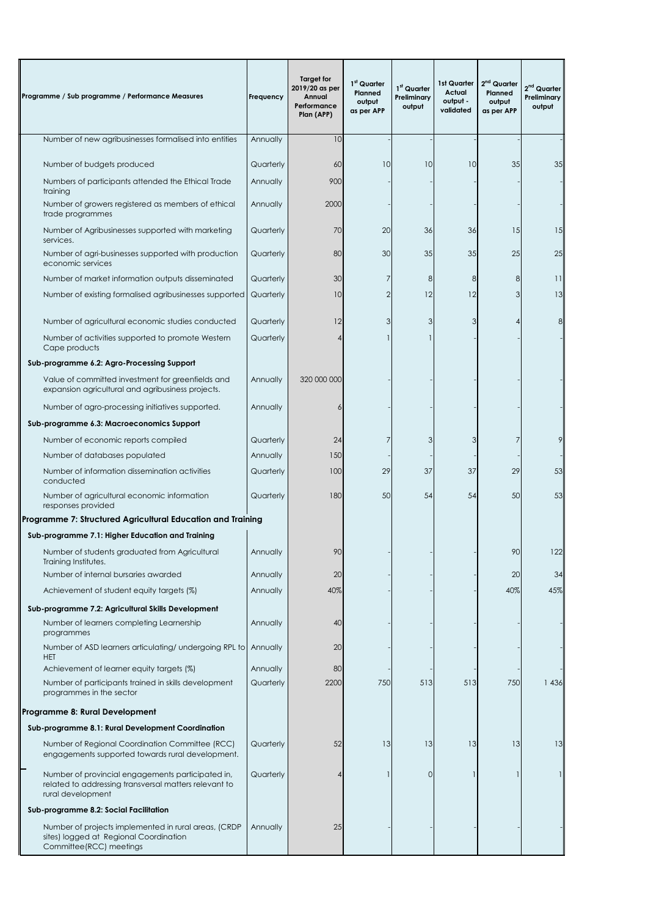| Programme / Sub programme / Performance Measures | Frequency | Target for 2019/20 as per Annual Performance Plan (APP) | 1st Quarter Planned output as per APP | 1st Quarter Preliminary output | 1st Quarter Actual output - validated | 2nd Quarter Planned output as per APP | 2nd Quarter Preliminary output |
|---|---|---|---|---|---|---|---|
| Number of new agribusinesses formalised into entities | Annually | 10 | - | - | - | - | - |
| Number of budgets produced | Quarterly | 60 | 10 | 10 | 10 | 35 | 35 |
| Numbers of participants attended the Ethical Trade training | Annually | 900 | - | - | - | - | - |
| Number of growers registered as members of ethical trade programmes | Annually | 2000 | - | - | - | - | - |
| Number of Agribusinesses supported with marketing services. | Quarterly | 70 | 20 | 36 | 36 | 15 | 15 |
| Number of agri-businesses supported with production economic services | Quarterly | 80 | 30 | 35 | 35 | 25 | 25 |
| Number of market information outputs disseminated | Quarterly | 30 | 7 | 8 | 8 | 8 | 11 |
| Number of existing formalised agribusinesses supported | Quarterly | 10 | 2 | 12 | 12 | 3 | 13 |
| Number of agricultural economic studies conducted | Quarterly | 12 | 3 | 3 | 3 | 4 | 8 |
| Number of activities supported to promote Western Cape products | Quarterly | 4 | 1 | 1 | - | - | - |
| **Sub-programme 6.2: Agro-Processing Support** | | | | | | | |
| Value of committed investment for greenfields and expansion agricultural and agribusiness projects. | Annually | 320 000 000 | - | - | - | - | - |
| Number of agro-processing initiatives supported. | Annually | 6 | - | - | - | - | - |
| **Sub-programme 6.3: Macroeconomics Support** | | | | | | | |
| Number of economic reports compiled | Quarterly | 24 | 7 | 3 | 3 | 7 | 9 |
| Number of databases populated | Annually | 150 | - | - | - | - | - |
| Number of information dissemination activities conducted | Quarterly | 100 | 29 | 37 | 37 | 29 | 53 |
| Number of agricultural economic information responses provided | Quarterly | 180 | 50 | 54 | 54 | 50 | 53 |
| **Programme 7: Structured Agricultural Education and Training** | | | | | | | |
| **Sub-programme 7.1: Higher Education and Training** | | | | | | | |
| Number of students graduated from Agricultural Training Institutes. | Annually | 90 | - | - | - | 90 | 122 |
| Number of internal bursaries awarded | Annually | 20 | - | - | - | 20 | 34 |
| Achievement of student equity targets (%) | Annually | 40% | - | - | - | 40% | 45% |
| **Sub-programme 7.2: Agricultural Skills Development** | | | | | | | |
| Number of learners completing Learnership programmes | Annually | 40 | - | - | - | - | - |
| Number of ASD learners articulating/ undergoing RPL to HET | Annually | 20 | - | - | - | - | - |
| Achievement of learner equity targets (%) | Annually | 80 | - | - | - | - | - |
| Number of participants trained in skills development programmes in the sector | Quarterly | 2200 | 750 | 513 | 513 | 750 | 1 436 |
| **Programme 8: Rural Development** | | | | | | | |
| **Sub-programme 8.1: Rural Development Coordination** | | | | | | | |
| Number of Regional Coordination Committee (RCC) engagements supported towards rural development. | Quarterly | 52 | 13 | 13 | 13 | 13 | 13 |
| Number of provincial engagements participated in, related to addressing transversal matters relevant to rural development | Quarterly | 4 | 1 | 0 | 1 | 1 | 1 |
| **Sub-programme 8.2: Social Facilitation** | | | | | | | |
| Number of projects implemented in rural areas, (CRDP sites) logged at Regional Coordination Committee(RCC) meetings | Annually | 25 | - | - | - | - | - |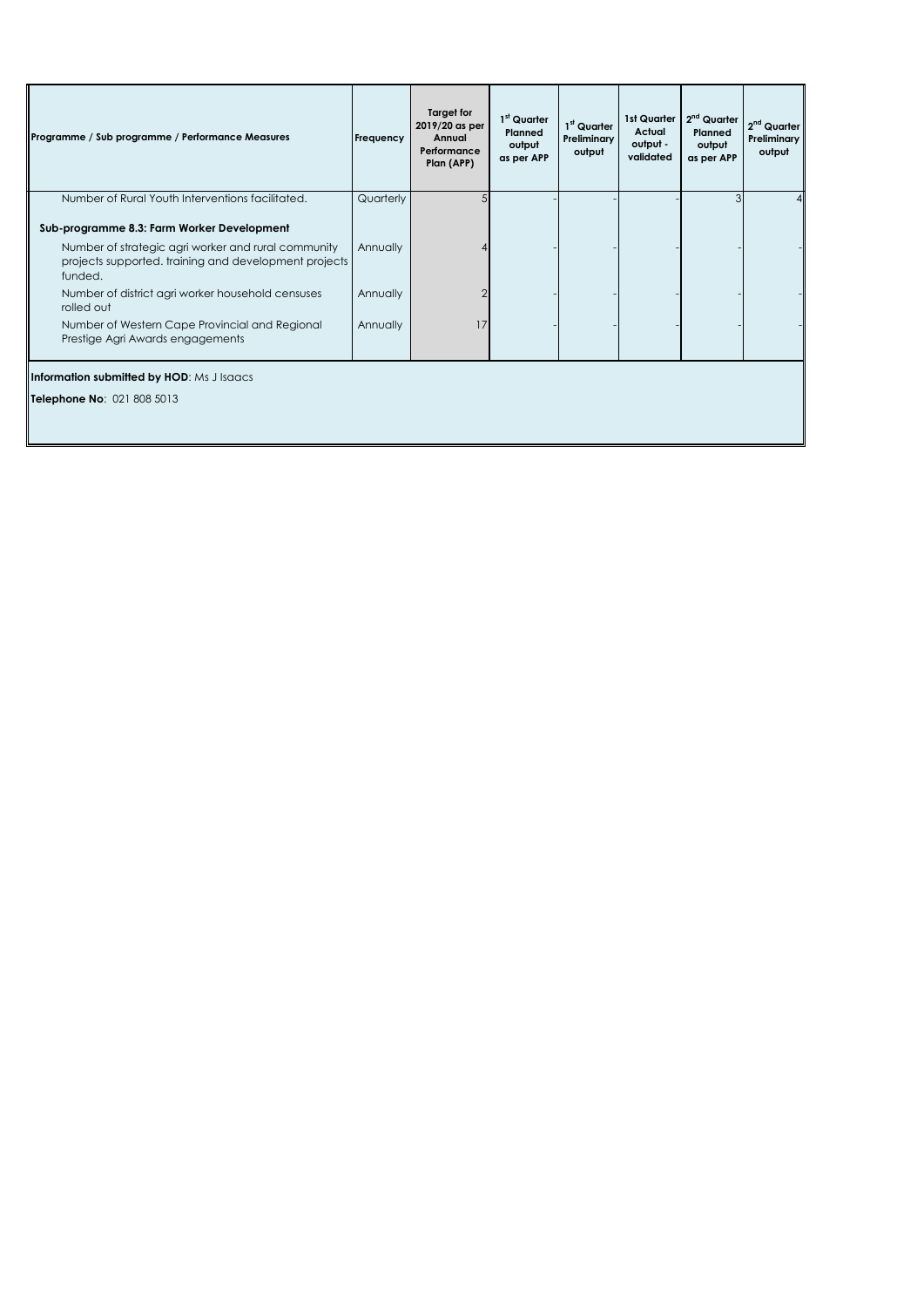| Programme / Sub programme / Performance Measures | Frequency | Target for 2019/20 as per Annual Performance Plan (APP) | 1st Quarter Planned output as per APP | 1st Quarter Preliminary output | 1st Quarter Actual output - validated | 2nd Quarter Planned output as per APP | 2nd Quarter Preliminary output |
|---|---|---|---|---|---|---|---|
| Number of Rural Youth Interventions facilitated. | Quarterly | 5 | - | - | - | 3 | 4 |
| **Sub-programme 8.3: Farm Worker Development** | | | | | | | |
| Number of strategic agri worker and rural community projects supported. training and development projects funded. | Annually | 4 | - | - | - | - | - |
| Number of district agri worker household censuses rolled out | Annually | 2 | - | - | - | - | - |
| Number of Western Cape Provincial and Regional Prestige Agri Awards engagements | Annually | 17 | - | - | - | - | - |

**Information submitted by HOD**: Ms J Isaacs

**Telephone No**: 021 808 5013